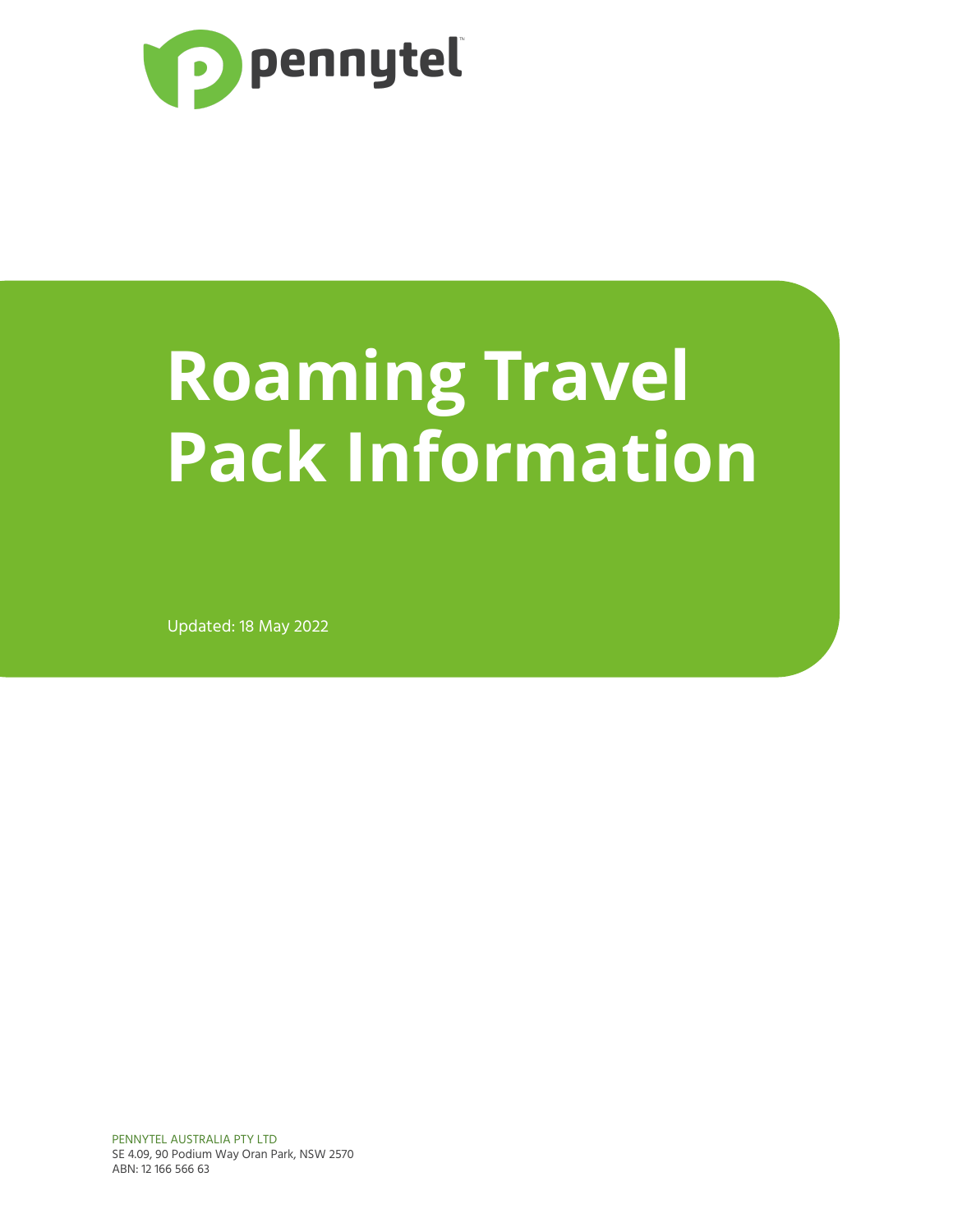pennytel

# Roaming Travel Pack Information

Updated: 18 May 2022

PENNYTEL AUSTRALIA PTY LTD
SE 4.09, 90 Podium Way Oran Park, NSW 2570
ABN: 12 166 566 63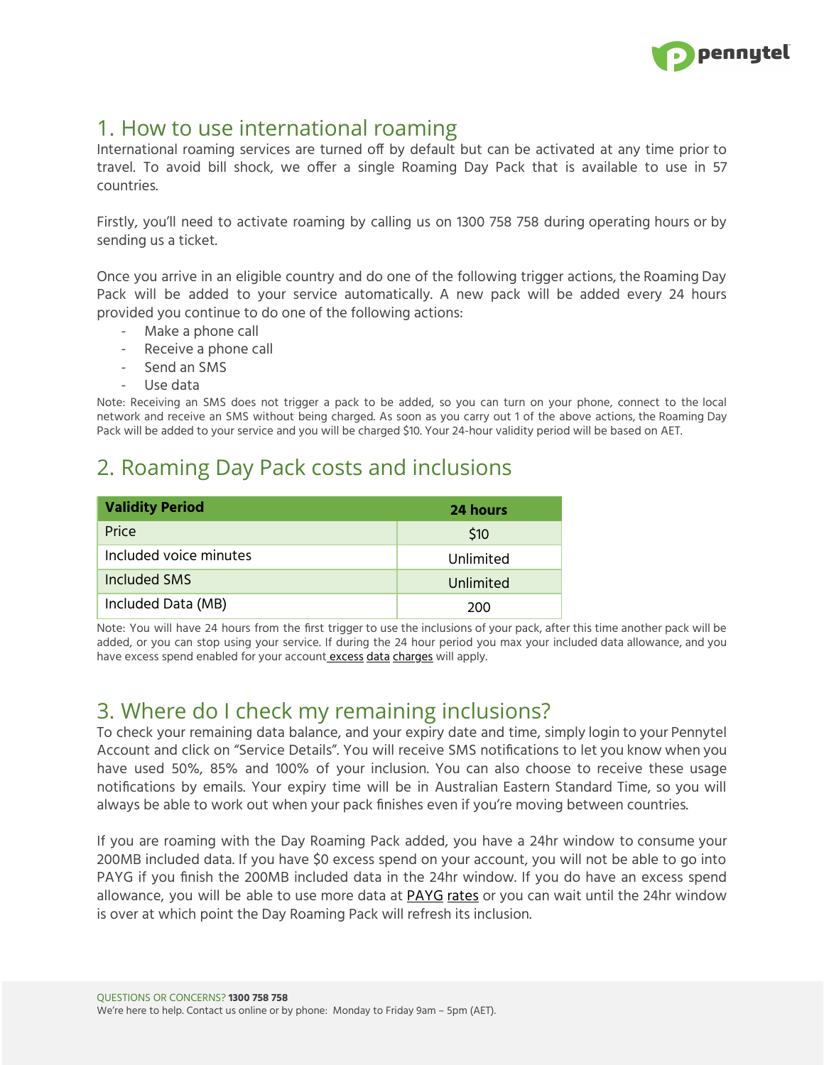## 1. How to use international roaming

International roaming services are turned off by default but can be activated at any time prior to travel. To avoid bill shock, we offer a single Roaming Day Pack that is available to use in 57 countries.

Firstly, you'll need to activate roaming by calling us on 1300 758 758 during operating hours or by sending us a ticket.

Once you arrive in an eligible country and do one of the following trigger actions, the Roaming Day Pack will be added to your service automatically. A new pack will be added every 24 hours provided you continue to do one of the following actions:

- Make a phone call
- Receive a phone call
- Send an SMS
- Use data

Note: Receiving an SMS does not trigger a pack to be added, so you can turn on your phone, connect to the local network and receive an SMS without being charged. As soon as you carry out 1 of the above actions, the Roaming Day Pack will be added to your service and you will be charged $10. Your 24-hour validity period will be based on AET.

## 2. Roaming Day Pack costs and inclusions

| Validity Period | 24 hours |
|---|---|
| Price | $10 |
| Included voice minutes | Unlimited |
| Included SMS | Unlimited |
| Included Data (MB) | 200 |

Note: You will have 24 hours from the first trigger to use the inclusions of your pack, after this time another pack will be added, or you can stop using your service. If during the 24 hour period you max your included data allowance, and you have excess spend enabled for your account excess data charges will apply.

## 3. Where do I check my remaining inclusions?

To check your remaining data balance, and your expiry date and time, simply login to your Pennytel Account and click on "Service Details". You will receive SMS notifications to let you know when you have used 50%, 85% and 100% of your inclusion. You can also choose to receive these usage notifications by emails. Your expiry time will be in Australian Eastern Standard Time, so you will always be able to work out when your pack finishes even if you're moving between countries.

If you are roaming with the Day Roaming Pack added, you have a 24hr window to consume your 200MB included data. If you have $0 excess spend on your account, you will not be able to go into PAYG if you finish the 200MB included data in the 24hr window. If you do have an excess spend allowance, you will be able to use more data at PAYG rates or you can wait until the 24hr window is over at which point the Day Roaming Pack will refresh its inclusion.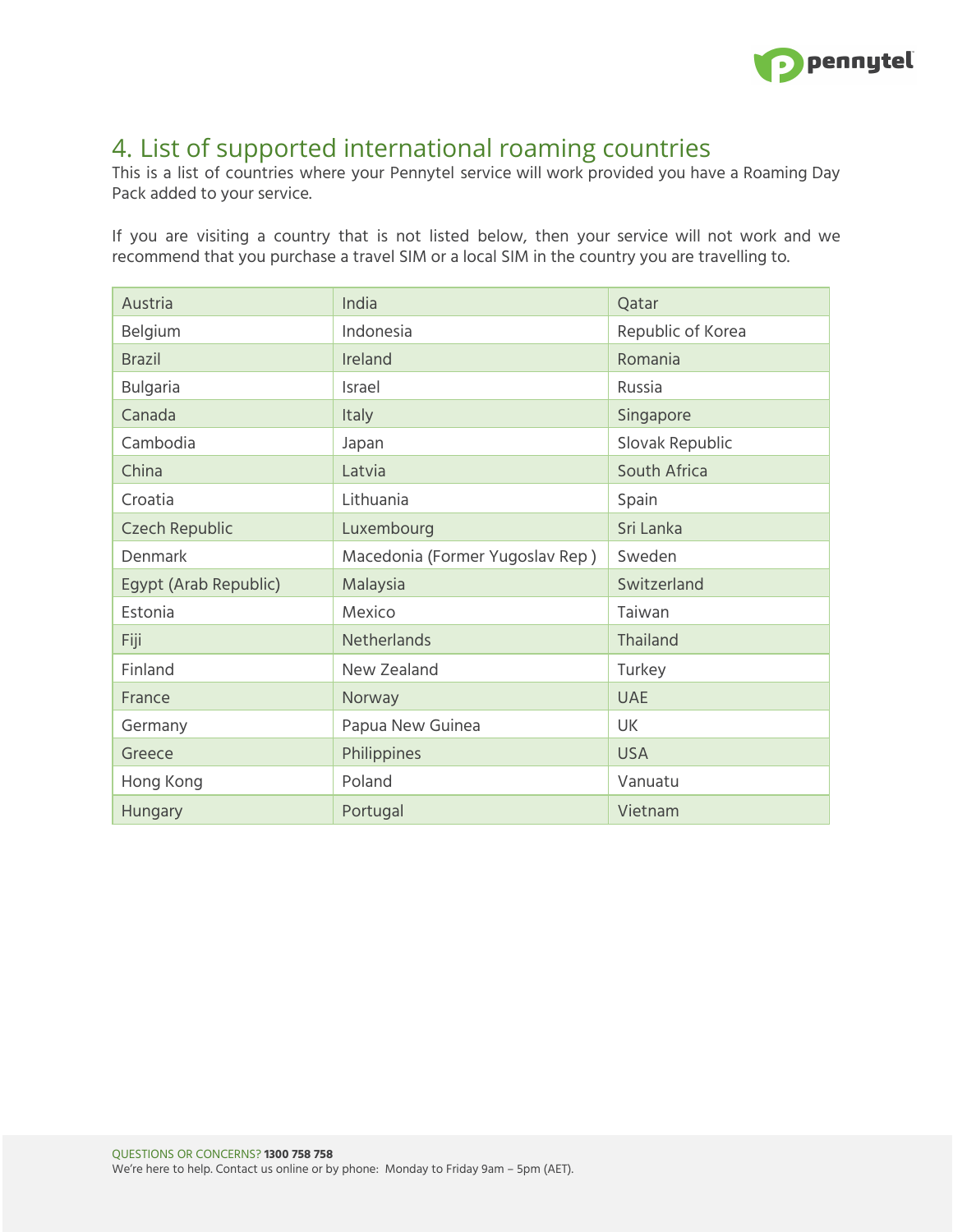## 4. List of supported international roaming countries

This is a list of countries where your Pennytel service will work provided you have a Roaming Day Pack added to your service.

If you are visiting a country that is not listed below, then your service will not work and we recommend that you purchase a travel SIM or a local SIM in the country you are travelling to.

| | | |
|---|---|---|
| Austria | India | Qatar |
| Belgium | Indonesia | Republic of Korea |
| Brazil | Ireland | Romania |
| Bulgaria | Israel | Russia |
| Canada | Italy | Singapore |
| Cambodia | Japan | Slovak Republic |
| China | Latvia | South Africa |
| Croatia | Lithuania | Spain |
| Czech Republic | Luxembourg | Sri Lanka |
| Denmark | Macedonia (Former Yugoslav Rep ) | Sweden |
| Egypt (Arab Republic) | Malaysia | Switzerland |
| Estonia | Mexico | Taiwan |
| Fiji | Netherlands | Thailand |
| Finland | New Zealand | Turkey |
| France | Norway | UAE |
| Germany | Papua New Guinea | UK |
| Greece | Philippines | USA |
| Hong Kong | Poland | Vanuatu |
| Hungary | Portugal | Vietnam |

QUESTIONS OR CONCERNS? **1300 758 758**
We're here to help. Contact us online or by phone: Monday to Friday 9am – 5pm (AET).